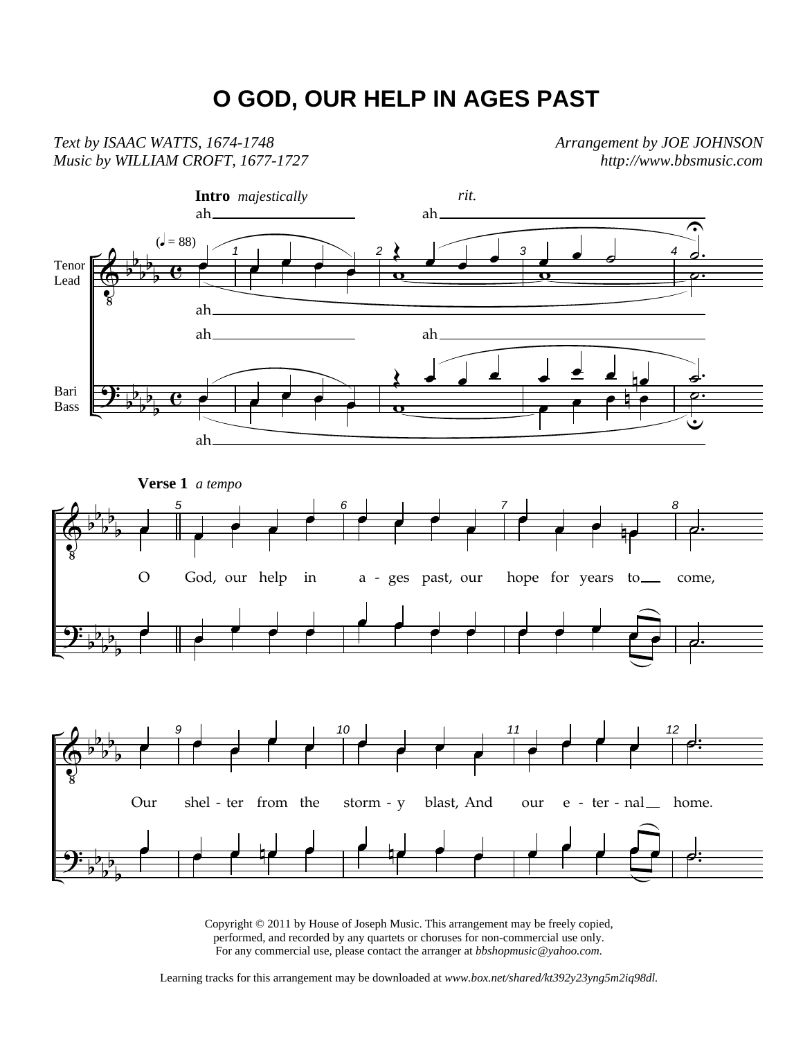# O GOD, OUR HELP IN AGES PAST

*Text by ISAAC WATTS, 1674-1748*
*Music by WILLIAM CROFT, 1677-1727*

*Arrangement by JOE JOHNSON*
*http://www.bbsmusic.com*

**Intro** *majestically*

**Verse 1** *a tempo*

O God, our help in a - ges past, our hope for years to come,

Our shel - ter from the storm - y blast, And our e - ter - nal home.

Copyright © 2011 by House of Joseph Music. This arrangement may be freely copied, performed, and recorded by any quartets or choruses for non-commercial use only. For any commercial use, please contact the arranger at *bbshopmusic@yahoo.com*.

Learning tracks for this arrangement may be downloaded at *www.box.net/shared/kt392y23yng5m2iq98dl*.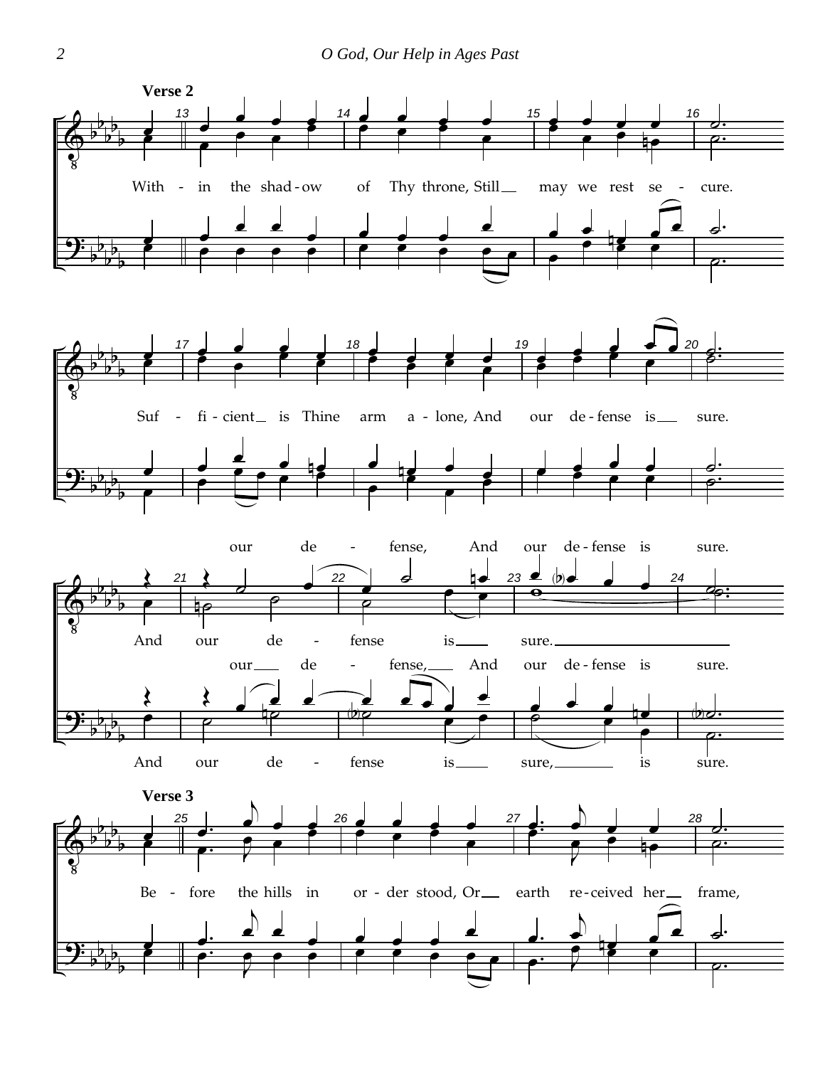## Verse 2

With - in the shad - ow of Thy throne, Still may we rest se - cure.

Suf - fi - cient is Thine arm a - lone, And our de - fense is sure.

our de - fense, And our de - fense is sure.

And our de - fense is sure.

our de - fense, And our de - fense is sure.

And our de - fense is sure, is sure.

## Verse 3

Be - fore the hills in or - der stood, Or earth re - ceived her frame,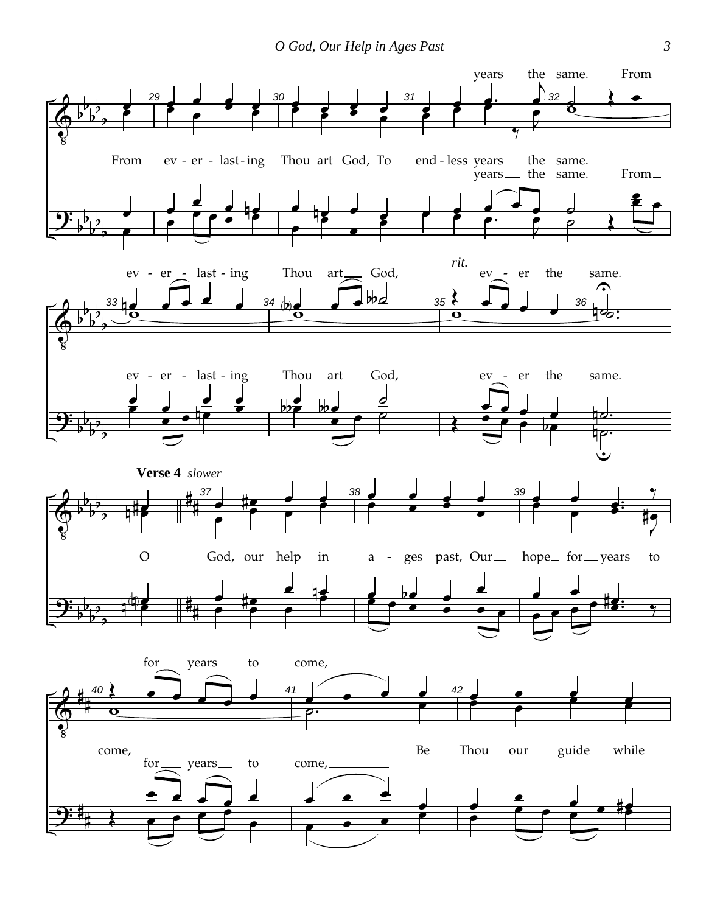**Verse 4** *slower*

*rit.*

From ev - er - last - ing Thou art God, To end - less years the same. From

years the same. From

ev - er - last - ing Thou art God, ev - er the same.

O God, our help in a - ges past, Our hope for years to

come, for years to come, Be Thou our guide while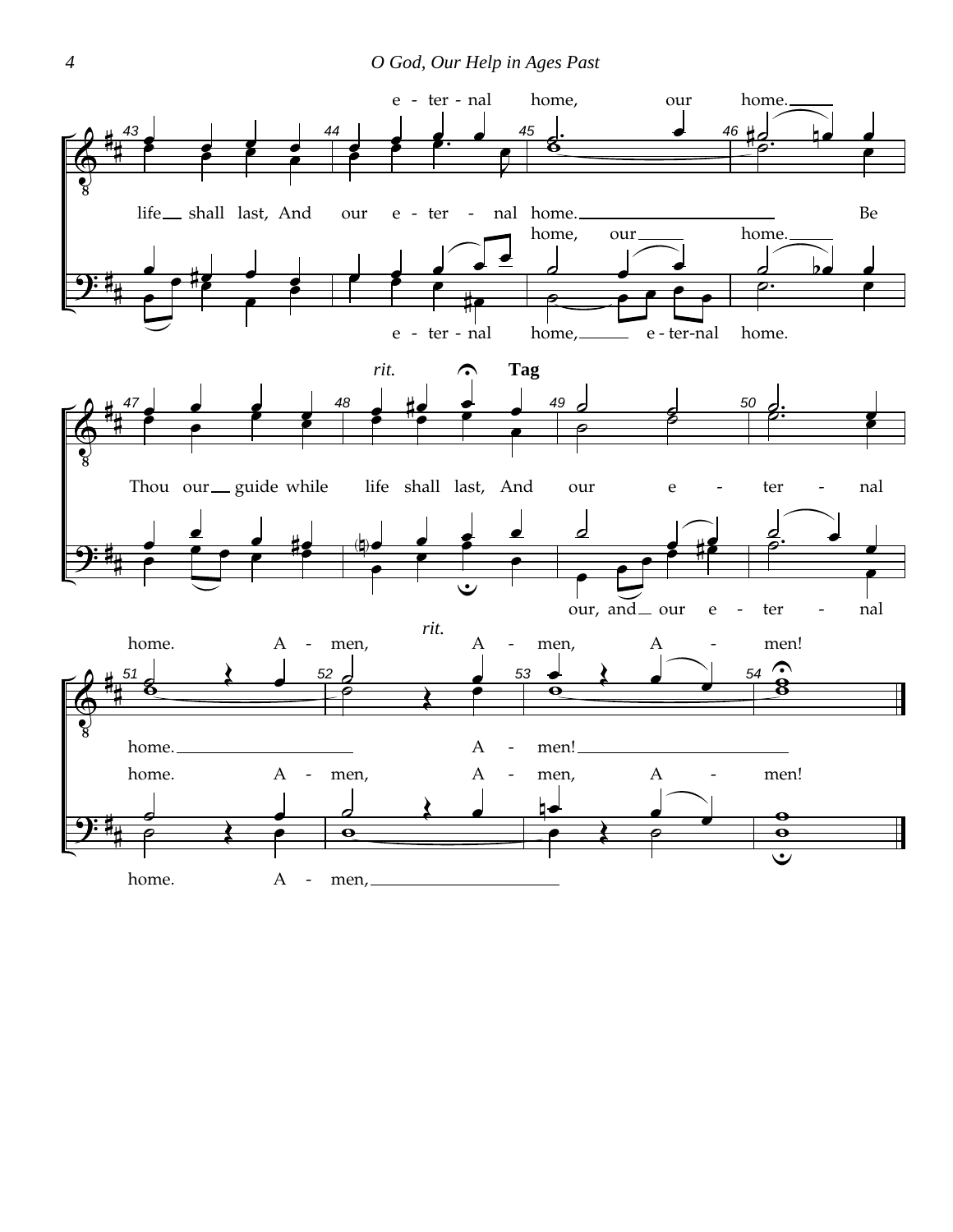e - ter - nal home, our home.

life shall last, And our e - ter - nal home. Be

home, our home.

e - ter - nal home, e - ter-nal home.

*rit.* **Tag**

Thou our guide while life shall last, And our e - ter - nal

our, and our e - ter - nal

home. A - men, A - men, A - men!

*rit.*

home. A - men!

home. A - men, A - men, A - men!

home. A - men,